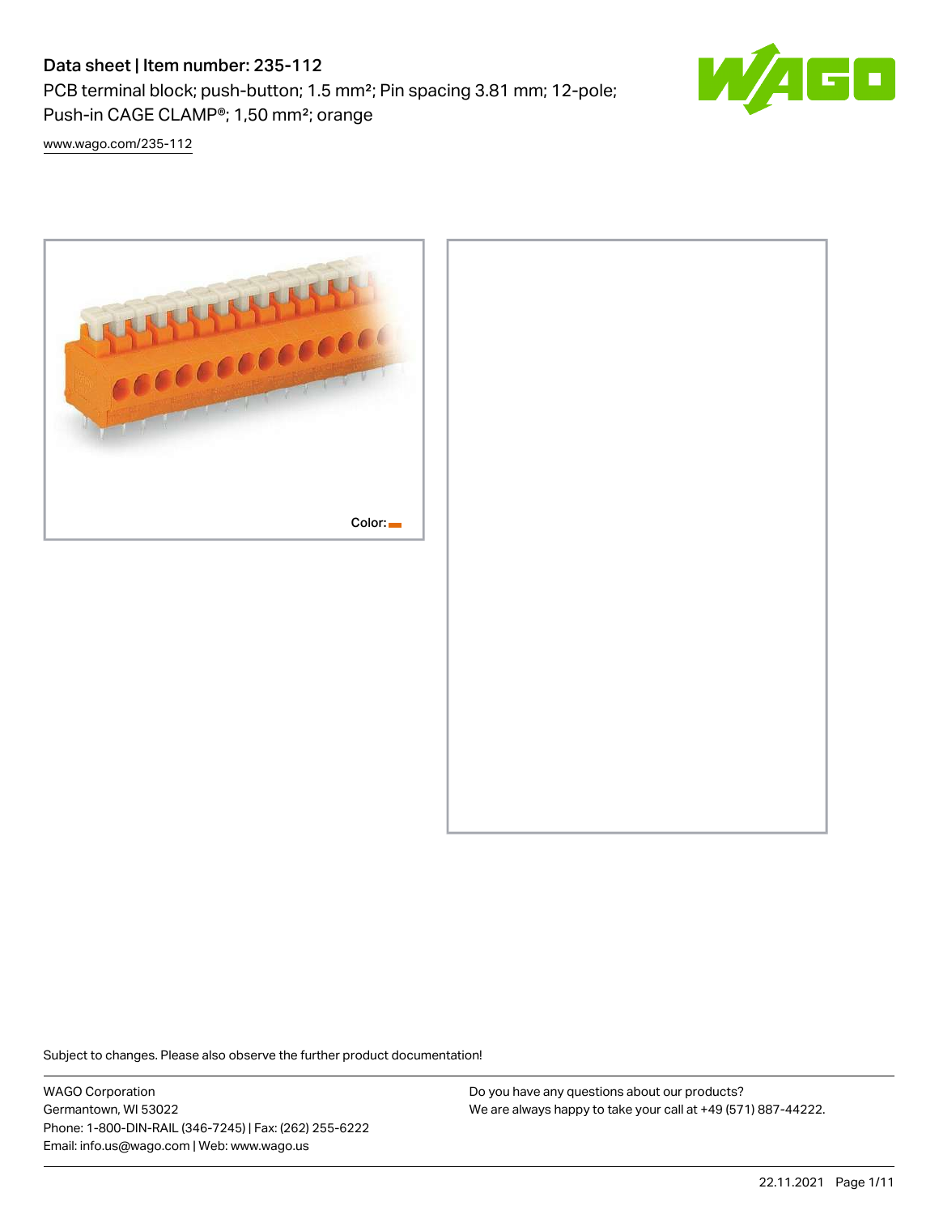# Data sheet | Item number: 235-112

PCB terminal block; push-button; 1.5 mm²; Pin spacing 3.81 mm; 12-pole; Push-in CAGE CLAMP®; 1,50 mm²; orange

www.wago.com/235-112

Color:

Subject to changes. Please also observe the further product documentation!

WAGO Corporation
Germantown, WI 53022
Phone: 1-800-DIN-RAIL (346-7245) | Fax: (262) 255-6222
Email: info.us@wago.com | Web: www.wago.us

Do you have any questions about our products?
We are always happy to take your call at +49 (571) 887-44222.

22.11.2021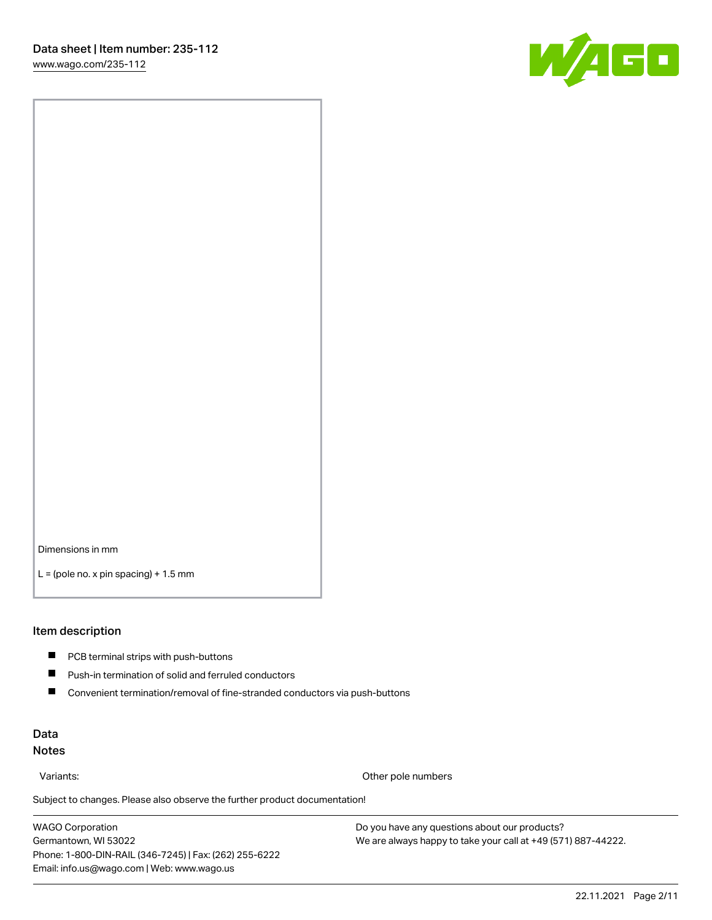Dimensions in mm

L = (pole no. x pin spacing) + 1.5 mm

## Item description

- PCB terminal strips with push-buttons
- Push-in termination of solid and ferruled conductors
- Convenient termination/removal of fine-stranded conductors via push-buttons

## Data

### Notes

| Variants: | Other pole numbers |
| --- | --- |

Subject to changes. Please also observe the further product documentation!

WAGO Corporation
Germantown, WI 53022
Phone: 1-800-DIN-RAIL (346-7245) | Fax: (262) 255-6222
Email: info.us@wago.com | Web: www.wago.us

Do you have any questions about our products?
We are always happy to take your call at +49 (571) 887-44222.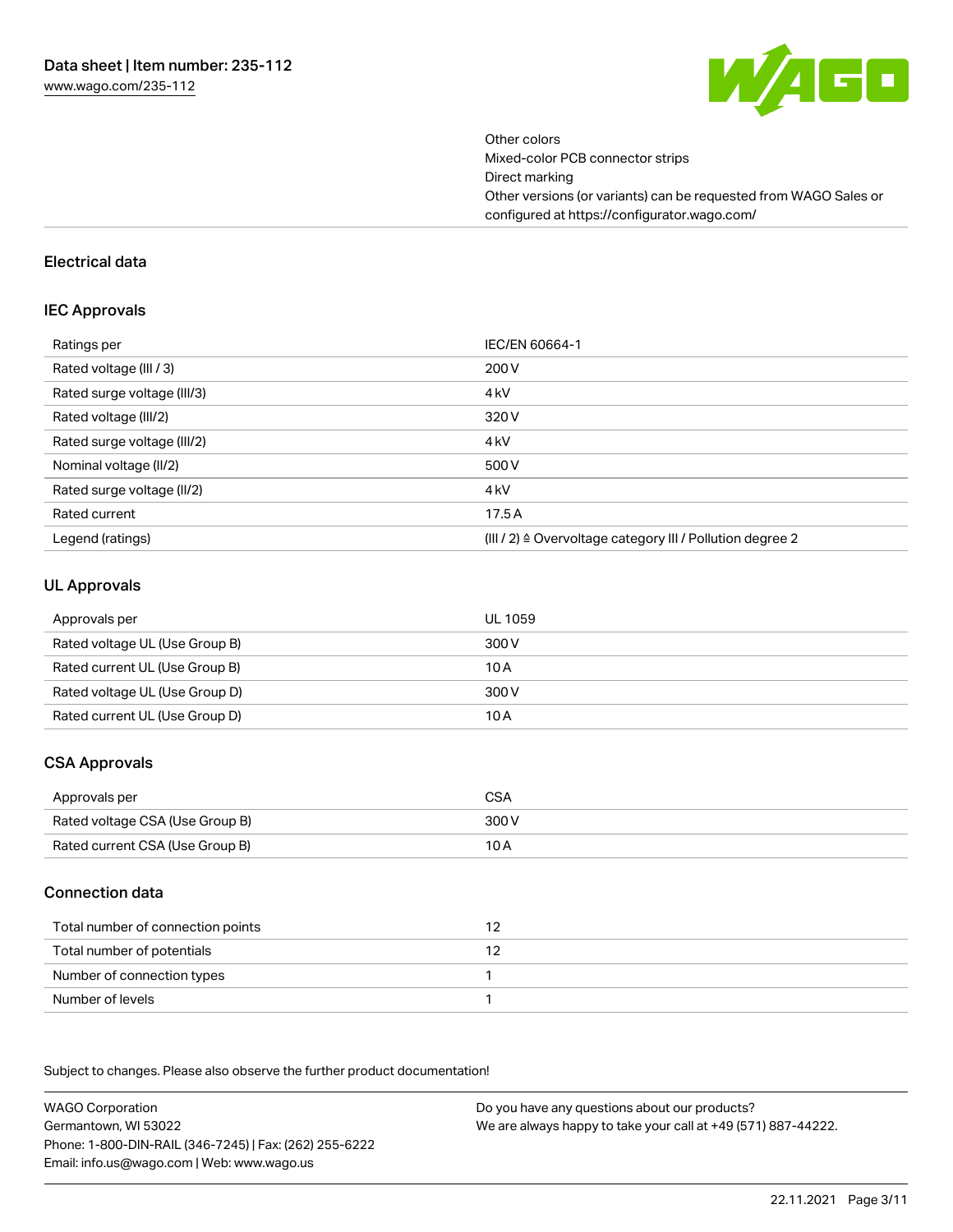Other colors
Mixed-color PCB connector strips
Direct marking
Other versions (or variants) can be requested from WAGO Sales or configured at https://configurator.wago.com/

## Electrical data

### IEC Approvals

| Ratings per | IEC/EN 60664-1 |
| --- | --- |
| Rated voltage (III / 3) | 200 V |
| Rated surge voltage (III/3) | 4 kV |
| Rated voltage (III/2) | 320 V |
| Rated surge voltage (III/2) | 4 kV |
| Nominal voltage (II/2) | 500 V |
| Rated surge voltage (II/2) | 4 kV |
| Rated current | 17.5 A |
| Legend (ratings) | (III / 2) ≙ Overvoltage category III / Pollution degree 2 |

### UL Approvals

| Approvals per | UL 1059 |
| --- | --- |
| Rated voltage UL (Use Group B) | 300 V |
| Rated current UL (Use Group B) | 10 A |
| Rated voltage UL (Use Group D) | 300 V |
| Rated current UL (Use Group D) | 10 A |

### CSA Approvals

| Approvals per | CSA |
| --- | --- |
| Rated voltage CSA (Use Group B) | 300 V |
| Rated current CSA (Use Group B) | 10 A |

### Connection data

| Total number of connection points | 12 |
| --- | --- |
| Total number of potentials | 12 |
| Number of connection types | 1 |
| Number of levels | 1 |

Subject to changes. Please also observe the further product documentation!

WAGO Corporation
Germantown, WI 53022
Phone: 1-800-DIN-RAIL (346-7245) | Fax: (262) 255-6222
Email: info.us@wago.com | Web: www.wago.us

Do you have any questions about our products?
We are always happy to take your call at +49 (571) 887-44222.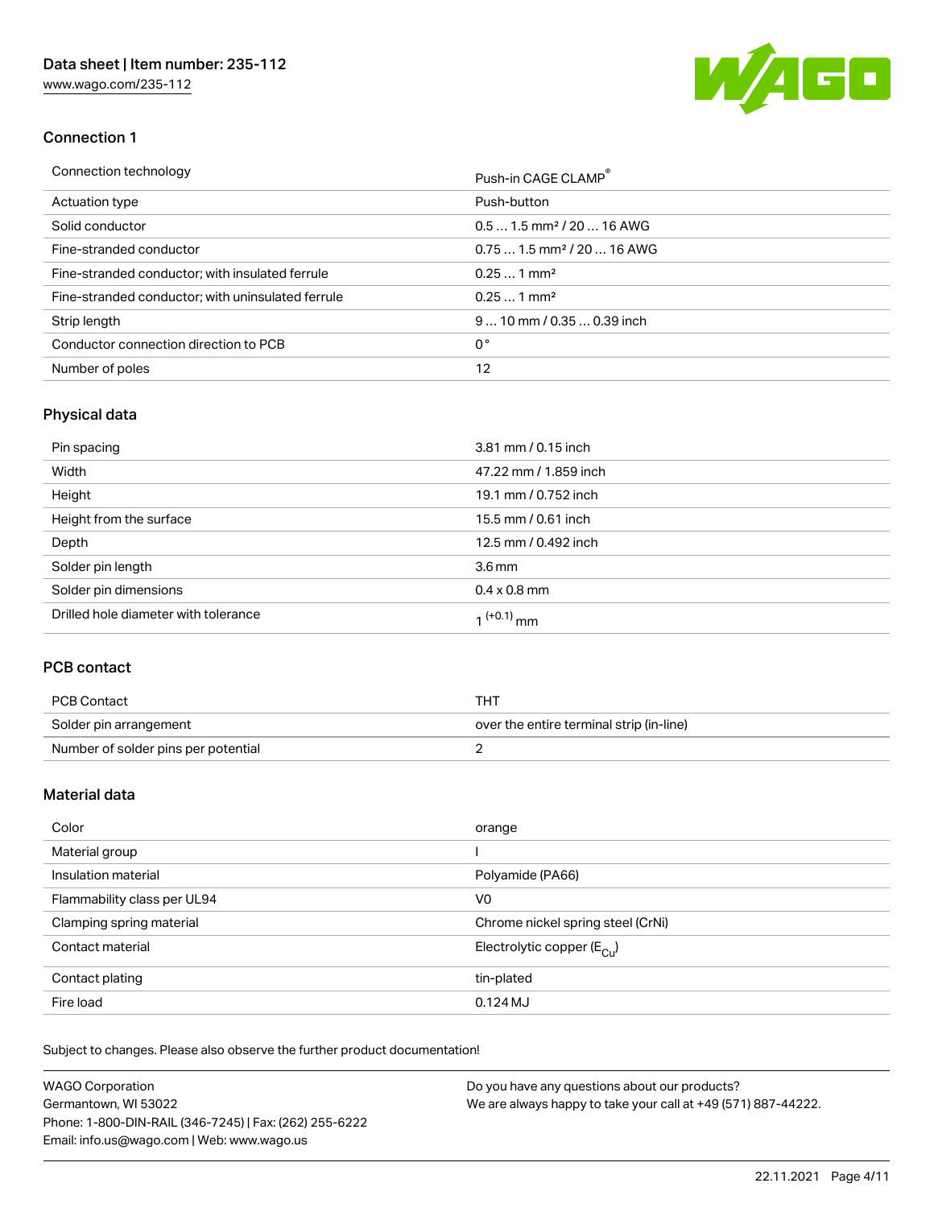## Connection 1

| Connection technology | Push-in CAGE CLAMP® |
|---|---|
| Actuation type | Push-button |
| Solid conductor | 0.5 … 1.5 mm² / 20 … 16 AWG |
| Fine-stranded conductor | 0.75 … 1.5 mm² / 20 … 16 AWG |
| Fine-stranded conductor; with insulated ferrule | 0.25 … 1 mm² |
| Fine-stranded conductor; with uninsulated ferrule | 0.25 … 1 mm² |
| Strip length | 9 … 10 mm / 0.35 … 0.39 inch |
| Conductor connection direction to PCB | 0 ° |
| Number of poles | 12 |

## Physical data

| Pin spacing | 3.81 mm / 0.15 inch |
|---|---|
| Width | 47.22 mm / 1.859 inch |
| Height | 19.1 mm / 0.752 inch |
| Height from the surface | 15.5 mm / 0.61 inch |
| Depth | 12.5 mm / 0.492 inch |
| Solder pin length | 3.6 mm |
| Solder pin dimensions | 0.4 x 0.8 mm |
| Drilled hole diameter with tolerance | $1^{(+0.1)}$ mm |

## PCB contact

| PCB Contact | THT |
|---|---|
| Solder pin arrangement | over the entire terminal strip (in-line) |
| Number of solder pins per potential | 2 |

## Material data

| Color | orange |
|---|---|
| Material group | I |
| Insulation material | Polyamide (PA66) |
| Flammability class per UL94 | V0 |
| Clamping spring material | Chrome nickel spring steel (CrNi) |
| Contact material | Electrolytic copper ($E_{Cu}$) |
| Contact plating | tin-plated |
| Fire load | 0.124 MJ |

Subject to changes. Please also observe the further product documentation!

WAGO Corporation
Germantown, WI 53022
Phone: 1-800-DIN-RAIL (346-7245) | Fax: (262) 255-6222
Email: info.us@wago.com | Web: www.wago.us

Do you have any questions about our products?
We are always happy to take your call at +49 (571) 887-44222.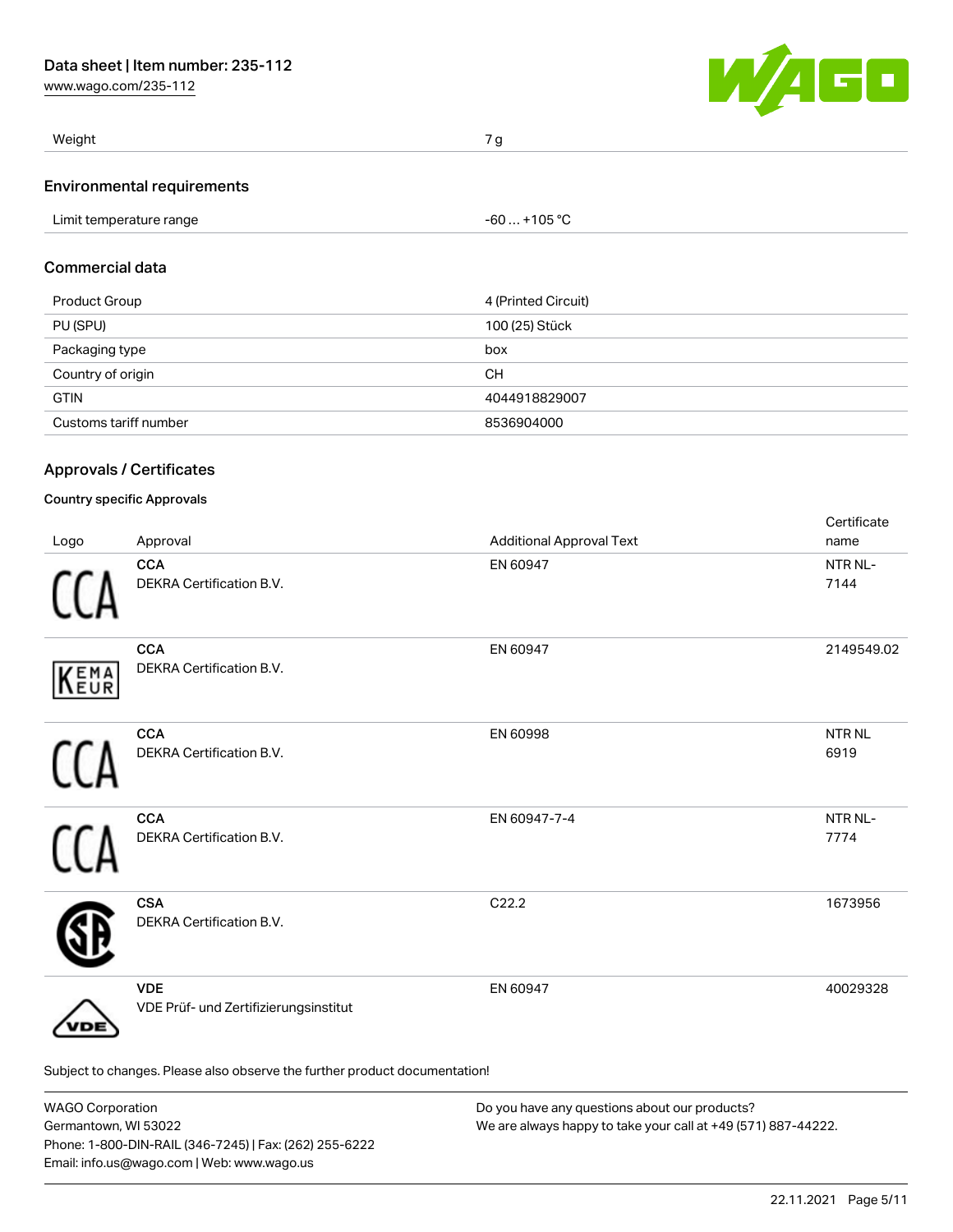| Weight | 7 g |
| --- | --- |

## Environmental requirements

| Limit temperature range | -60 … +105 °C |
| --- | --- |

## Commercial data

| Product Group | 4 (Printed Circuit) |
| --- | --- |
| PU (SPU) | 100 (25) Stück |
| Packaging type | box |
| Country of origin | CH |
| GTIN | 4044918829007 |
| Customs tariff number | 8536904000 |

## Approvals / Certificates

### Country specific Approvals

| Logo | Approval | Additional Approval Text | Certificate name |
| --- | --- | --- | --- |
| CCA | **CCA** DEKRA Certification B.V. | EN 60947 | NTR NL-7144 |
| KEMA EUR | **CCA** DEKRA Certification B.V. | EN 60947 | 2149549.02 |
| CCA | **CCA** DEKRA Certification B.V. | EN 60998 | NTR NL 6919 |
| CCA | **CCA** DEKRA Certification B.V. | EN 60947-7-4 | NTR NL-7774 |
| SA | **CSA** DEKRA Certification B.V. | C22.2 | 1673956 |
| VDE | **VDE** VDE Prüf- und Zertifizierungsinstitut | EN 60947 | 40029328 |

Subject to changes. Please also observe the further product documentation!

WAGO Corporation
Germantown, WI 53022
Phone: 1-800-DIN-RAIL (346-7245) | Fax: (262) 255-6222
Email: info.us@wago.com | Web: www.wago.us

Do you have any questions about our products?
We are always happy to take your call at +49 (571) 887-44222.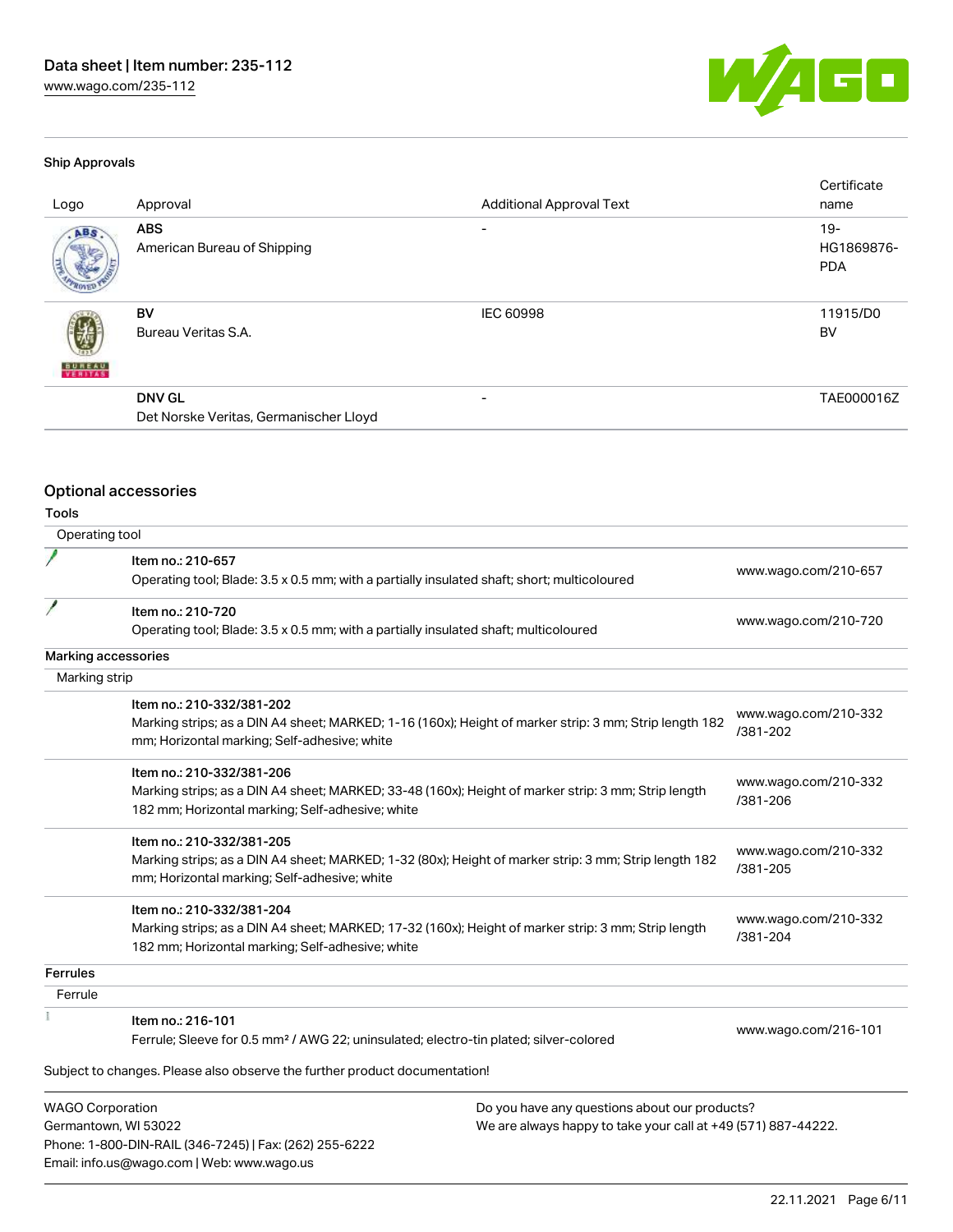### Ship Approvals

| Logo | Approval | Additional Approval Text | Certificate name |
|---|---|---|---|
| | **ABS** American Bureau of Shipping | - | 19-HG1869876-PDA |
| | **BV** Bureau Veritas S.A. | IEC 60998 | 11915/D0 BV |
| | **DNV GL** Det Norske Veritas, Germanischer Lloyd | - | TAE000016Z |

## Optional accessories

### Tools

Operating tool

| | | |
|---|---|---|
| | Item no.: 210-657<br>Operating tool; Blade: 3.5 x 0.5 mm; with a partially insulated shaft; short; multicoloured | www.wago.com/210-657 |
| | Item no.: 210-720<br>Operating tool; Blade: 3.5 x 0.5 mm; with a partially insulated shaft; multicoloured | www.wago.com/210-720 |

### Marking accessories

Marking strip

| | | |
|---|---|---|
| | Item no.: 210-332/381-202<br>Marking strips; as a DIN A4 sheet; MARKED; 1-16 (160x); Height of marker strip: 3 mm; Strip length 182 mm; Horizontal marking; Self-adhesive; white | www.wago.com/210-332/381-202 |
| | Item no.: 210-332/381-206<br>Marking strips; as a DIN A4 sheet; MARKED; 33-48 (160x); Height of marker strip: 3 mm; Strip length 182 mm; Horizontal marking; Self-adhesive; white | www.wago.com/210-332/381-206 |
| | Item no.: 210-332/381-205<br>Marking strips; as a DIN A4 sheet; MARKED; 1-32 (80x); Height of marker strip: 3 mm; Strip length 182 mm; Horizontal marking; Self-adhesive; white | www.wago.com/210-332/381-205 |
| | Item no.: 210-332/381-204<br>Marking strips; as a DIN A4 sheet; MARKED; 17-32 (160x); Height of marker strip: 3 mm; Strip length 182 mm; Horizontal marking; Self-adhesive; white | www.wago.com/210-332/381-204 |

### Ferrules

Ferrule

| | | |
|---|---|---|
| | Item no.: 216-101<br>Ferrule; Sleeve for 0.5 mm² / AWG 22; uninsulated; electro-tin plated; silver-colored | www.wago.com/216-101 |

Subject to changes. Please also observe the further product documentation!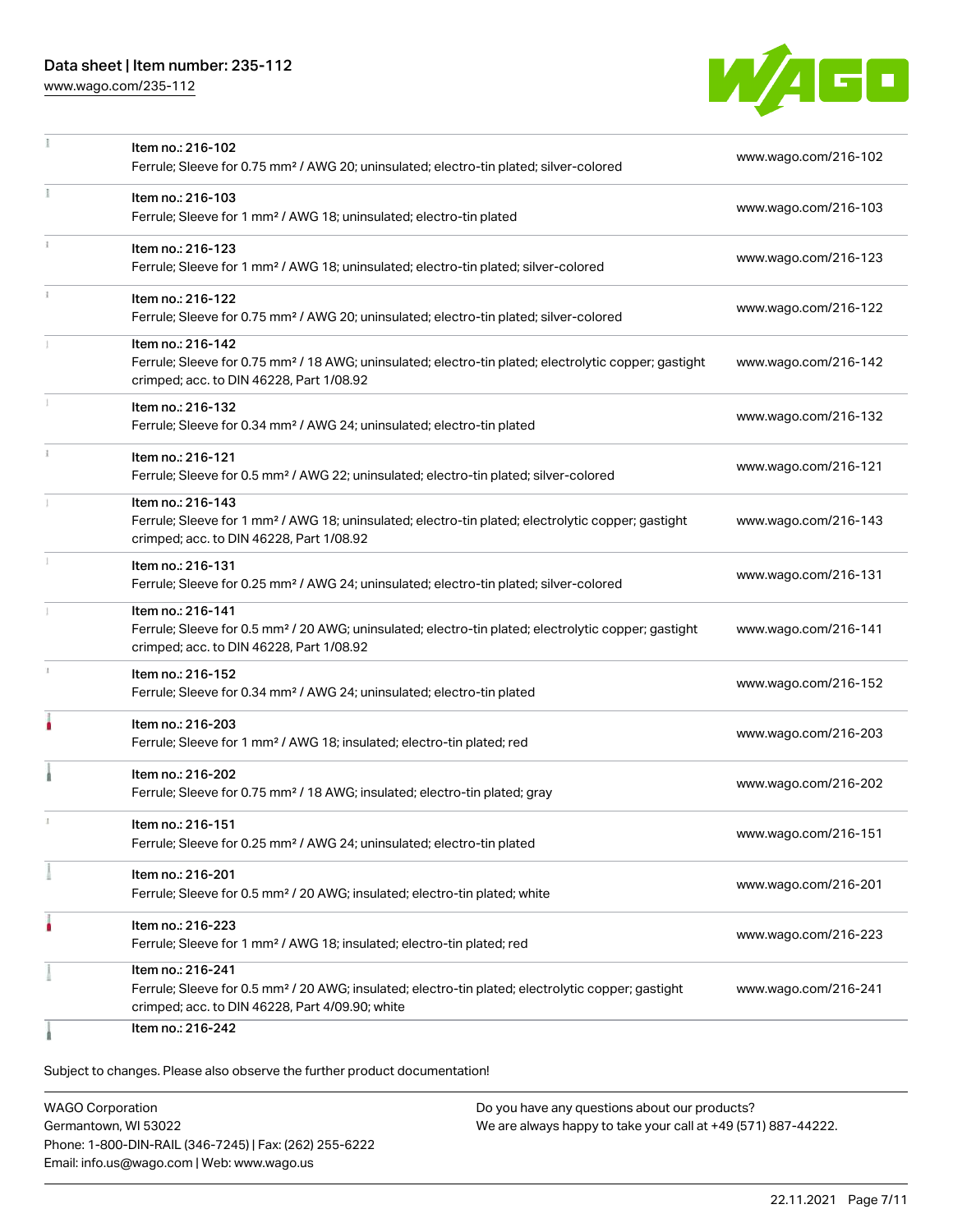| | | |
|---|---|---|
| | Item no.: 216-102<br>Ferrule; Sleeve for 0.75 mm² / AWG 20; uninsulated; electro-tin plated; silver-colored | www.wago.com/216-102 |
| | Item no.: 216-103<br>Ferrule; Sleeve for 1 mm² / AWG 18; uninsulated; electro-tin plated | www.wago.com/216-103 |
| | Item no.: 216-123<br>Ferrule; Sleeve for 1 mm² / AWG 18; uninsulated; electro-tin plated; silver-colored | www.wago.com/216-123 |
| | Item no.: 216-122<br>Ferrule; Sleeve for 0.75 mm² / AWG 20; uninsulated; electro-tin plated; silver-colored | www.wago.com/216-122 |
| | Item no.: 216-142<br>Ferrule; Sleeve for 0.75 mm² / 18 AWG; uninsulated; electro-tin plated; electrolytic copper; gastight crimped; acc. to DIN 46228, Part 1/08.92 | www.wago.com/216-142 |
| | Item no.: 216-132<br>Ferrule; Sleeve for 0.34 mm² / AWG 24; uninsulated; electro-tin plated | www.wago.com/216-132 |
| | Item no.: 216-121<br>Ferrule; Sleeve for 0.5 mm² / AWG 22; uninsulated; electro-tin plated; silver-colored | www.wago.com/216-121 |
| | Item no.: 216-143<br>Ferrule; Sleeve for 1 mm² / AWG 18; uninsulated; electro-tin plated; electrolytic copper; gastight crimped; acc. to DIN 46228, Part 1/08.92 | www.wago.com/216-143 |
| | Item no.: 216-131<br>Ferrule; Sleeve for 0.25 mm² / AWG 24; uninsulated; electro-tin plated; silver-colored | www.wago.com/216-131 |
| | Item no.: 216-141<br>Ferrule; Sleeve for 0.5 mm² / 20 AWG; uninsulated; electro-tin plated; electrolytic copper; gastight crimped; acc. to DIN 46228, Part 1/08.92 | www.wago.com/216-141 |
| | Item no.: 216-152<br>Ferrule; Sleeve for 0.34 mm² / AWG 24; uninsulated; electro-tin plated | www.wago.com/216-152 |
| | Item no.: 216-203<br>Ferrule; Sleeve for 1 mm² / AWG 18; insulated; electro-tin plated; red | www.wago.com/216-203 |
| | Item no.: 216-202<br>Ferrule; Sleeve for 0.75 mm² / 18 AWG; insulated; electro-tin plated; gray | www.wago.com/216-202 |
| | Item no.: 216-151<br>Ferrule; Sleeve for 0.25 mm² / AWG 24; uninsulated; electro-tin plated | www.wago.com/216-151 |
| | Item no.: 216-201<br>Ferrule; Sleeve for 0.5 mm² / 20 AWG; insulated; electro-tin plated; white | www.wago.com/216-201 |
| | Item no.: 216-223<br>Ferrule; Sleeve for 1 mm² / AWG 18; insulated; electro-tin plated; red | www.wago.com/216-223 |
| | Item no.: 216-241<br>Ferrule; Sleeve for 0.5 mm² / 20 AWG; insulated; electro-tin plated; electrolytic copper; gastight crimped; acc. to DIN 46228, Part 4/09.90; white | www.wago.com/216-241 |
| | Item no.: 216-242 | |

Subject to changes. Please also observe the further product documentation!

WAGO Corporation
Germantown, WI 53022
Phone: 1-800-DIN-RAIL (346-7245) | Fax: (262) 255-6222
Email: info.us@wago.com | Web: www.wago.us

Do you have any questions about our products?
We are always happy to take your call at +49 (571) 887-44222.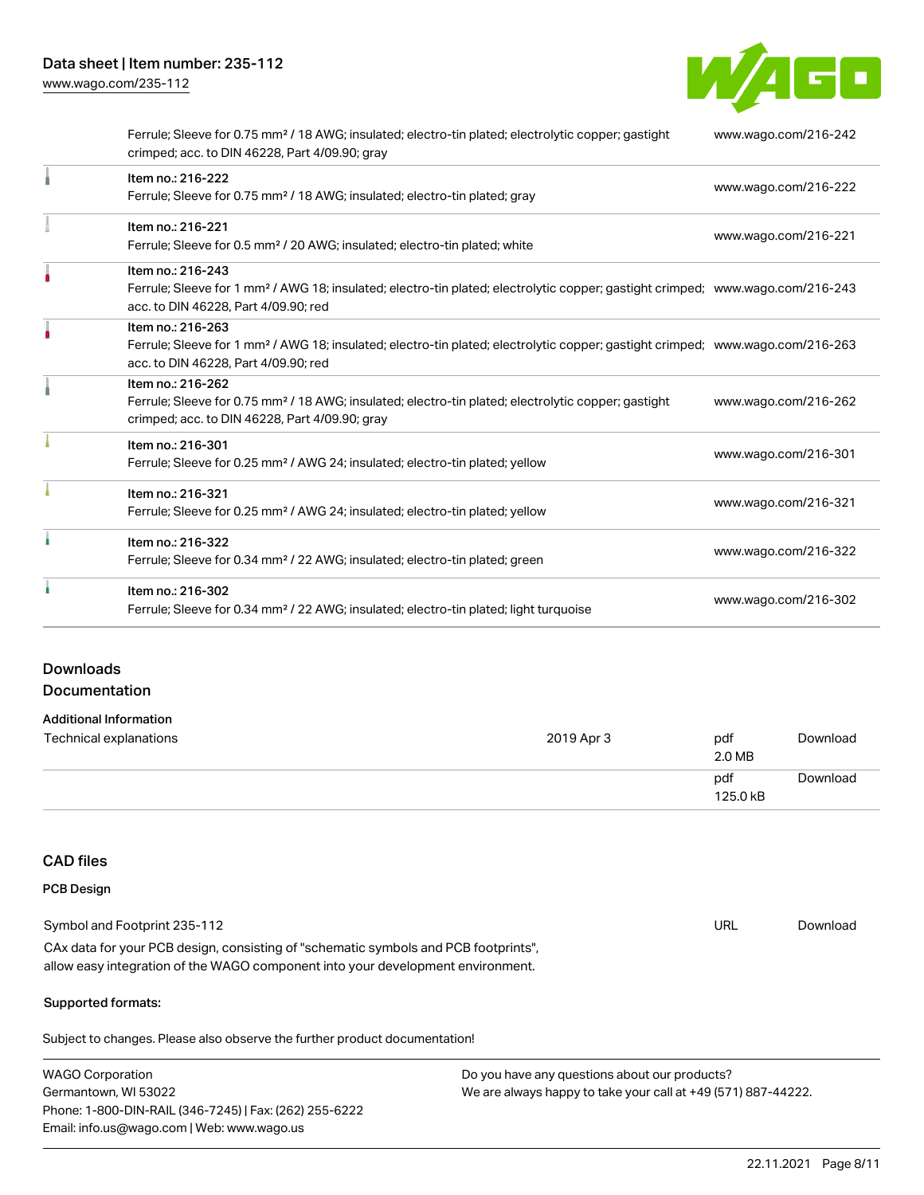| Item | Link |
| --- | --- |
| Ferrule; Sleeve for 0.75 mm² / 18 AWG; insulated; electro-tin plated; electrolytic copper; gastight crimped; acc. to DIN 46228, Part 4/09.90; gray | www.wago.com/216-242 |
| Item no.: 216-222<br>Ferrule; Sleeve for 0.75 mm² / 18 AWG; insulated; electro-tin plated; gray | www.wago.com/216-222 |
| Item no.: 216-221<br>Ferrule; Sleeve for 0.5 mm² / 20 AWG; insulated; electro-tin plated; white | www.wago.com/216-221 |
| Item no.: 216-243<br>Ferrule; Sleeve for 1 mm² / AWG 18; insulated; electro-tin plated; electrolytic copper; gastight crimped; acc. to DIN 46228, Part 4/09.90; red | www.wago.com/216-243 |
| Item no.: 216-263<br>Ferrule; Sleeve for 1 mm² / AWG 18; insulated; electro-tin plated; electrolytic copper; gastight crimped; acc. to DIN 46228, Part 4/09.90; red | www.wago.com/216-263 |
| Item no.: 216-262<br>Ferrule; Sleeve for 0.75 mm² / 18 AWG; insulated; electro-tin plated; electrolytic copper; gastight crimped; acc. to DIN 46228, Part 4/09.90; gray | www.wago.com/216-262 |
| Item no.: 216-301<br>Ferrule; Sleeve for 0.25 mm² / AWG 24; insulated; electro-tin plated; yellow | www.wago.com/216-301 |
| Item no.: 216-321<br>Ferrule; Sleeve for 0.25 mm² / AWG 24; insulated; electro-tin plated; yellow | www.wago.com/216-321 |
| Item no.: 216-322<br>Ferrule; Sleeve for 0.34 mm² / 22 AWG; insulated; electro-tin plated; green | www.wago.com/216-322 |
| Item no.: 216-302<br>Ferrule; Sleeve for 0.34 mm² / 22 AWG; insulated; electro-tin plated; light turquoise | www.wago.com/216-302 |

## Downloads
## Documentation

### Additional Information

| | | | |
| --- | --- | --- | --- |
| Technical explanations | 2019 Apr 3 | pdf<br>2.0 MB | Download |
| | | pdf<br>125.0 kB | Download |

## CAD files

### PCB Design

| | | |
| --- | --- | --- |
| Symbol and Footprint 235-112 | URL | Download |

CAx data for your PCB design, consisting of "schematic symbols and PCB footprints", allow easy integration of the WAGO component into your development environment.

**Supported formats:**

Subject to changes. Please also observe the further product documentation!

WAGO Corporation
Germantown, WI 53022
Phone: 1-800-DIN-RAIL (346-7245) | Fax: (262) 255-6222
Email: info.us@wago.com | Web: www.wago.us

Do you have any questions about our products?
We are always happy to take your call at +49 (571) 887-44222.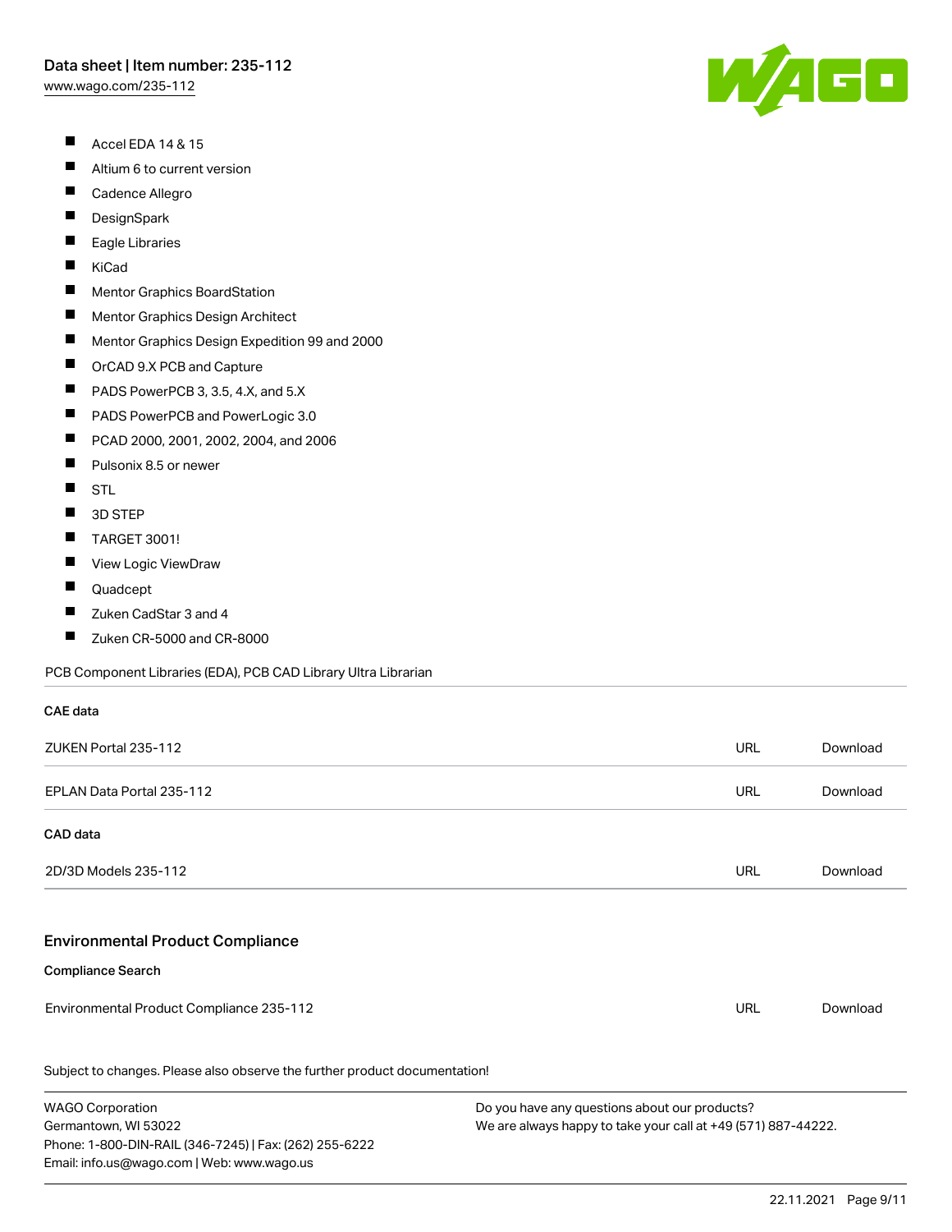- Accel EDA 14 & 15
- Altium 6 to current version
- Cadence Allegro
- DesignSpark
- Eagle Libraries
- KiCad
- Mentor Graphics BoardStation
- Mentor Graphics Design Architect
- Mentor Graphics Design Expedition 99 and 2000
- OrCAD 9.X PCB and Capture
- PADS PowerPCB 3, 3.5, 4.X, and 5.X
- PADS PowerPCB and PowerLogic 3.0
- PCAD 2000, 2001, 2002, 2004, and 2006
- Pulsonix 8.5 or newer
- STL
- 3D STEP
- TARGET 3001!
- View Logic ViewDraw
- Quadcept
- Zuken CadStar 3 and 4
- Zuken CR-5000 and CR-8000

PCB Component Libraries (EDA), PCB CAD Library Ultra Librarian

**CAE data**

| | | |
|---|---|---|
| ZUKEN Portal 235-112 | URL | Download |
| EPLAN Data Portal 235-112 | URL | Download |

**CAD data**

| | | |
|---|---|---|
| 2D/3D Models 235-112 | URL | Download |

## Environmental Product Compliance

**Compliance Search**

| | | |
|---|---|---|
| Environmental Product Compliance 235-112 | URL | Download |

Subject to changes. Please also observe the further product documentation!

WAGO Corporation
Germantown, WI 53022
Phone: 1-800-DIN-RAIL (346-7245) | Fax: (262) 255-6222
Email: info.us@wago.com | Web: www.wago.us

Do you have any questions about our products?
We are always happy to take your call at +49 (571) 887-44222.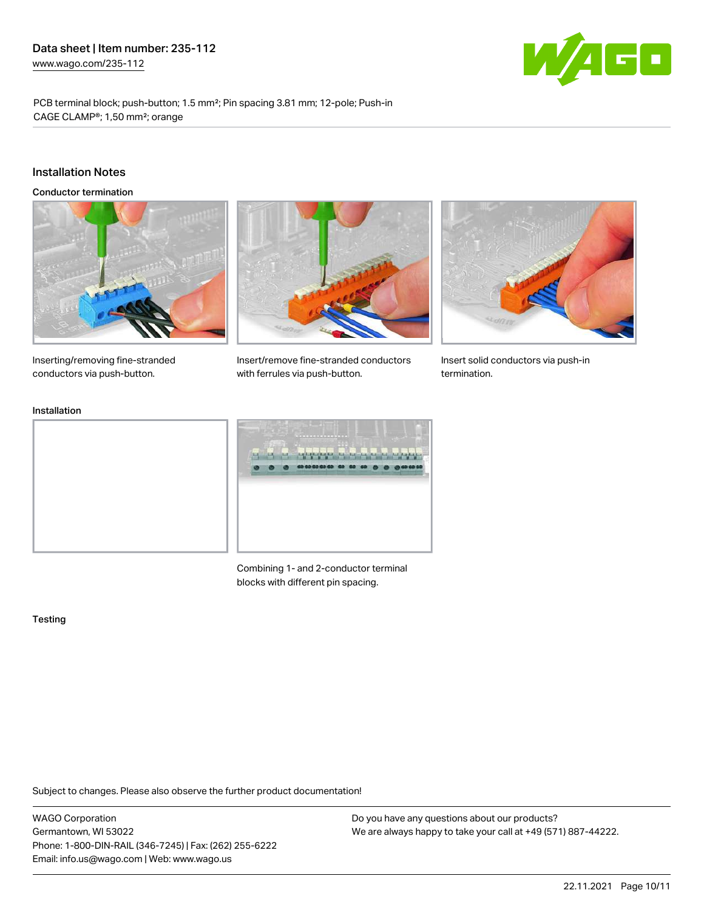PCB terminal block; push-button; 1.5 mm²; Pin spacing 3.81 mm; 12-pole; Push-in CAGE CLAMP®; 1,50 mm²; orange

## Installation Notes

### Conductor termination

Inserting/removing fine-stranded conductors via push-button.

Insert/remove fine-stranded conductors with ferrules via push-button.

Insert solid conductors via push-in termination.

### Installation

Combining 1- and 2-conductor terminal blocks with different pin spacing.

### Testing

Subject to changes. Please also observe the further product documentation!

WAGO Corporation
Germantown, WI 53022
Phone: 1-800-DIN-RAIL (346-7245) | Fax: (262) 255-6222
Email: info.us@wago.com | Web: www.wago.us

Do you have any questions about our products?
We are always happy to take your call at +49 (571) 887-44222.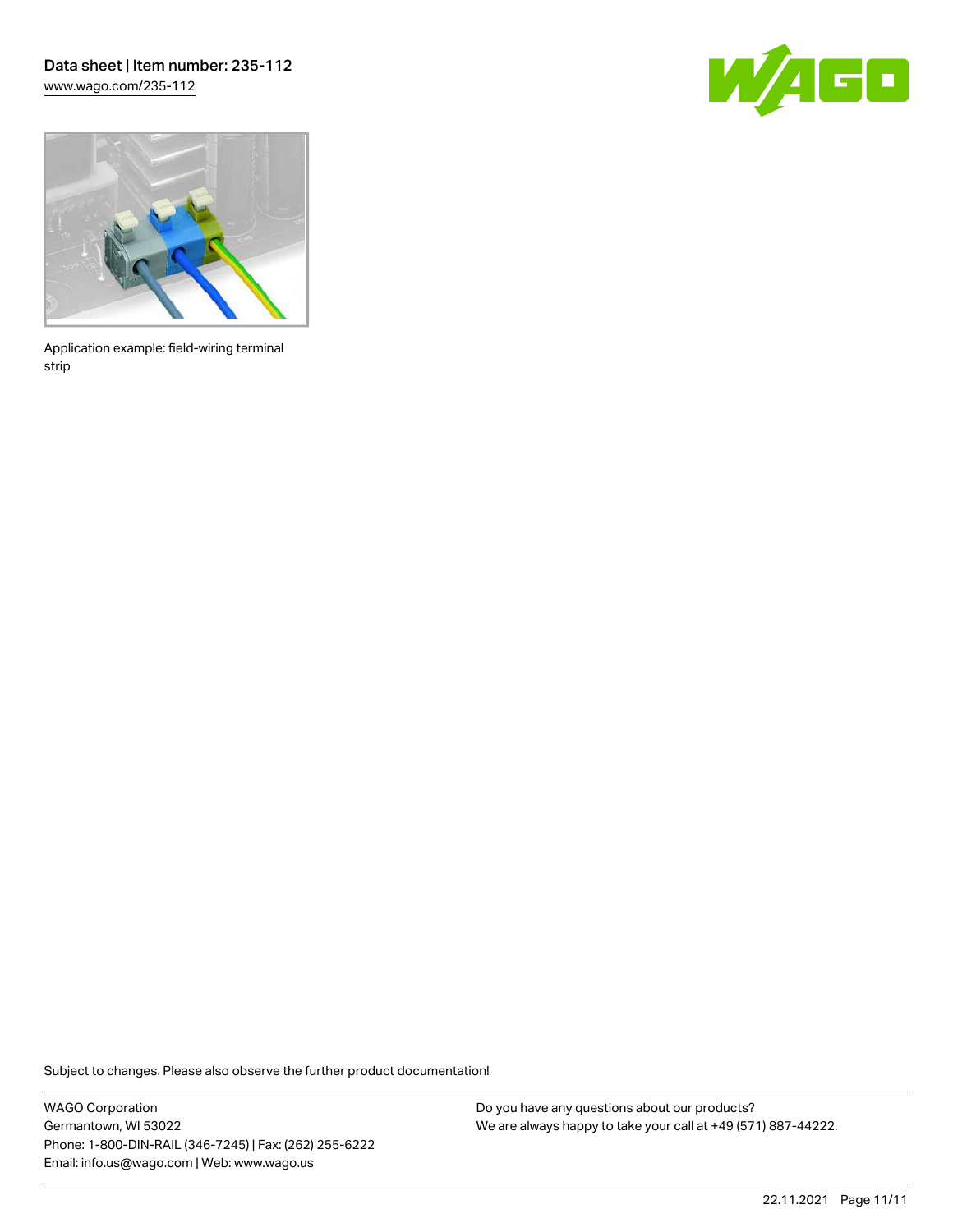Application example: field-wiring terminal strip

Subject to changes. Please also observe the further product documentation!

WAGO Corporation
Germantown, WI 53022
Phone: 1-800-DIN-RAIL (346-7245) | Fax: (262) 255-6222
Email: info.us@wago.com | Web: www.wago.us

Do you have any questions about our products?
We are always happy to take your call at +49 (571) 887-44222.